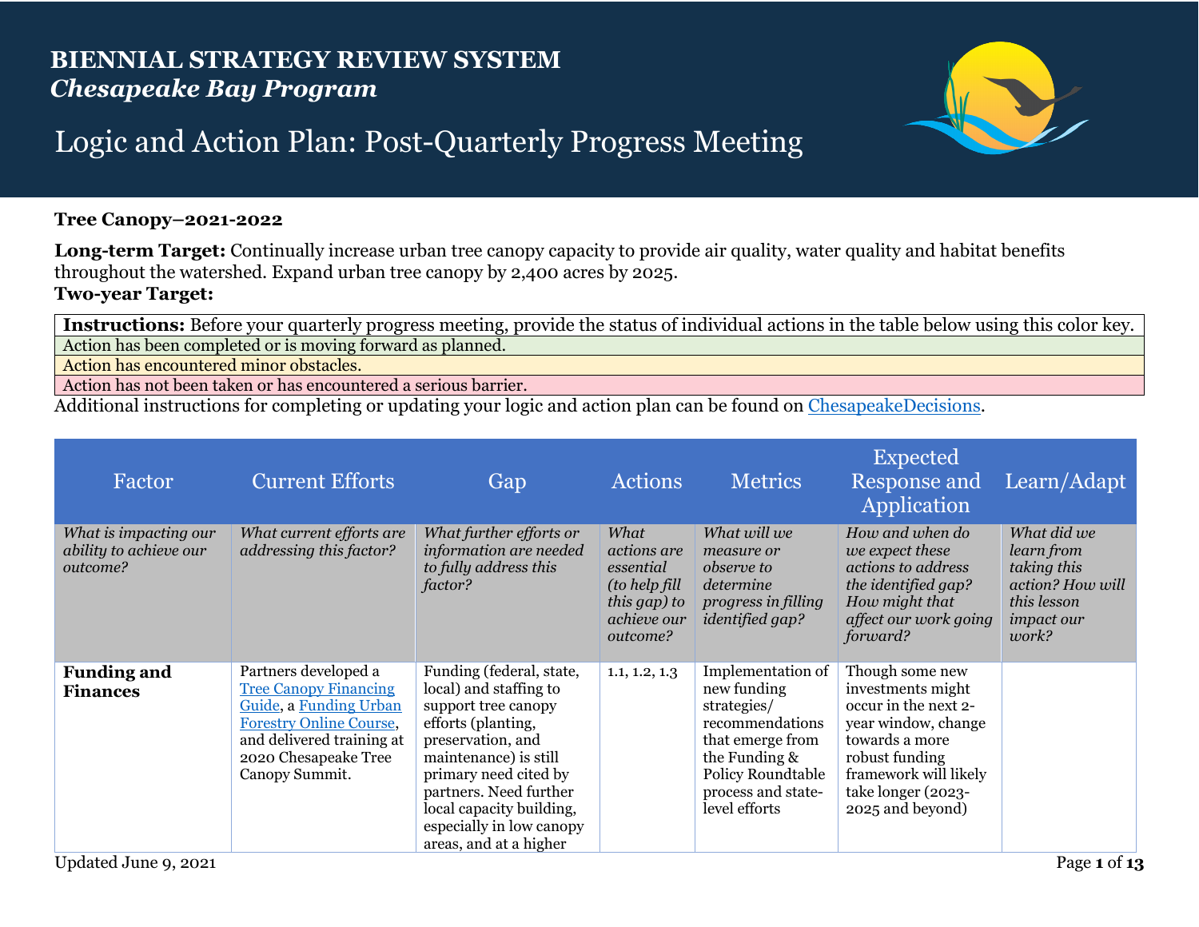# BIENNIAL STRATEGY REVIEW SYSTEM
## *Chesapeake Bay Program*

## Logic and Action Plan: Post-Quarterly Progress Meeting

**Tree Canopy–2021-2022**

**Long-term Target:** Continually increase urban tree canopy capacity to provide air quality, water quality and habitat benefits throughout the watershed. Expand urban tree canopy by 2,400 acres by 2025.

**Two-year Target:**

| **Instructions:** Before your quarterly progress meeting, provide the status of individual actions in the table below using this color key. |
|---|
| Action has been completed or is moving forward as planned. |
| Action has encountered minor obstacles. |
| Action has not been taken or has encountered a serious barrier. |

Additional instructions for completing or updating your logic and action plan can be found on [ChesapeakeDecisions](ChesapeakeDecisions).

| Factor | Current Efforts | Gap | Actions | Metrics | Expected Response and Application | Learn/Adapt |
|---|---|---|---|---|---|---|
| *What is impacting our ability to achieve our outcome?* | *What current efforts are addressing this factor?* | *What further efforts or information are needed to fully address this factor?* | *What actions are essential (to help fill this gap) to achieve our outcome?* | *What will we measure or observe to determine progress in filling identified gap?* | *How and when do we expect these actions to address the identified gap? How might that affect our work going forward?* | *What did we learn from taking this action? How will this lesson impact our work?* |
| **Funding and Finances** | Partners developed a Tree Canopy Financing Guide, a Funding Urban Forestry Online Course, and delivered training at 2020 Chesapeake Tree Canopy Summit. | Funding (federal, state, local) and staffing to support tree canopy efforts (planting, preservation, and maintenance) is still primary need cited by partners. Need further local capacity building, especially in low canopy areas, and at a higher | 1.1, 1.2, 1.3 | Implementation of new funding strategies/ recommendations that emerge from the Funding & Policy Roundtable process and state-level efforts | Though some new investments might occur in the next 2-year window, change towards a more robust funding framework will likely take longer (2023-2025 and beyond) | |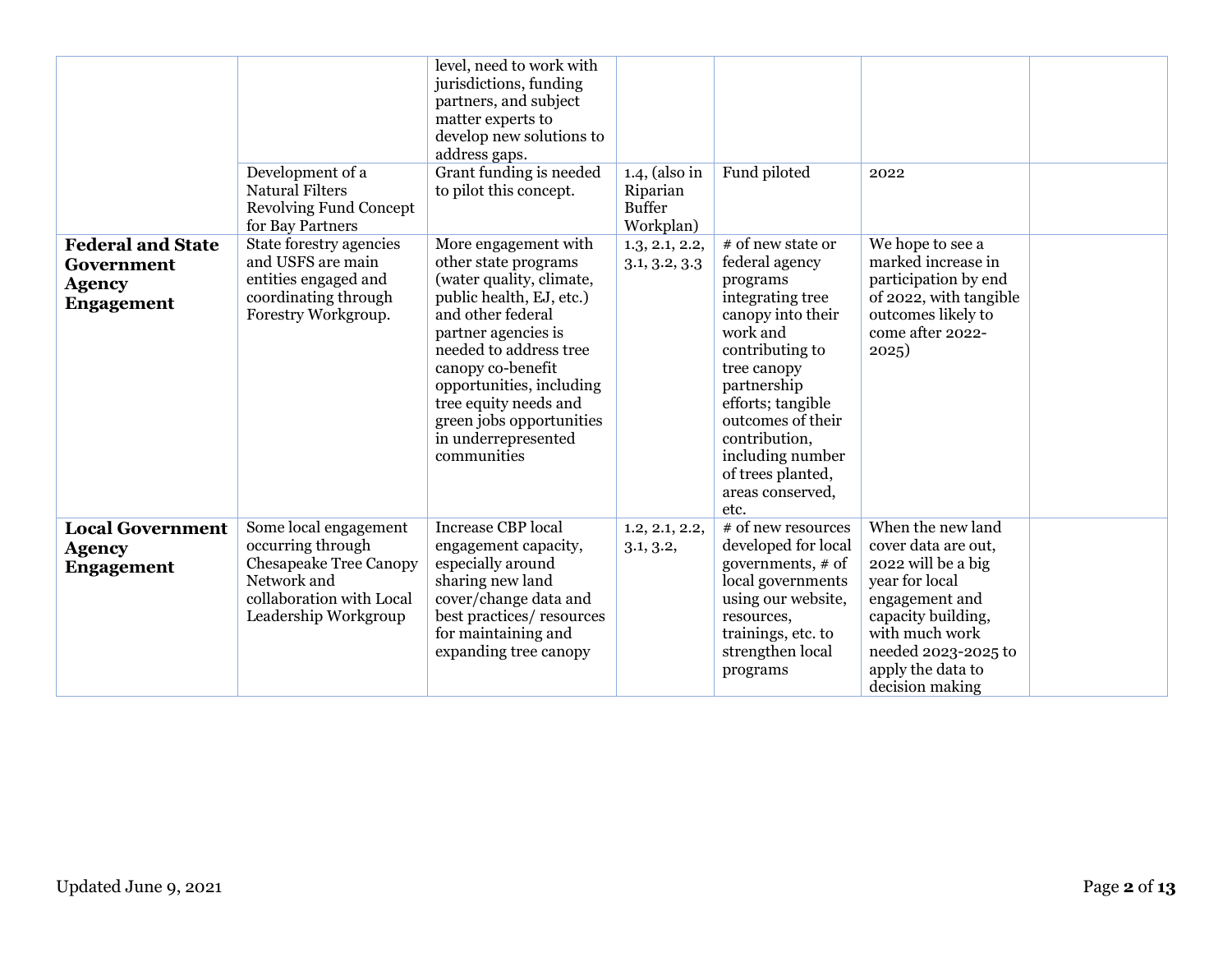| | | | | | | |
|---|---|---|---|---|---|---|
| | | level, need to work with jurisdictions, funding partners, and subject matter experts to develop new solutions to address gaps. | | | | |
| | Development of a Natural Filters Revolving Fund Concept for Bay Partners | Grant funding is needed to pilot this concept. | 1.4, (also in Riparian Buffer Workplan) | Fund piloted | 2022 | |
| **Federal and State Government Agency Engagement** | State forestry agencies and USFS are main entities engaged and coordinating through Forestry Workgroup. | More engagement with other state programs (water quality, climate, public health, EJ, etc.) and other federal partner agencies is needed to address tree canopy co-benefit opportunities, including tree equity needs and green jobs opportunities in underrepresented communities | 1.3, 2.1, 2.2, 3.1, 3.2, 3.3 | # of new state or federal agency programs integrating tree canopy into their work and contributing to tree canopy partnership efforts; tangible outcomes of their contribution, including number of trees planted, areas conserved, etc. | We hope to see a marked increase in participation by end of 2022, with tangible outcomes likely to come after 2022-2025) | |
| **Local Government Agency Engagement** | Some local engagement occurring through Chesapeake Tree Canopy Network and collaboration with Local Leadership Workgroup | Increase CBP local engagement capacity, especially around sharing new land cover/change data and best practices/ resources for maintaining and expanding tree canopy | 1.2, 2.1, 2.2, 3.1, 3.2, | # of new resources developed for local governments, # of local governments using our website, resources, trainings, etc. to strengthen local programs | When the new land cover data are out, 2022 will be a big year for local engagement and capacity building, with much work needed 2023-2025 to apply the data to decision making | |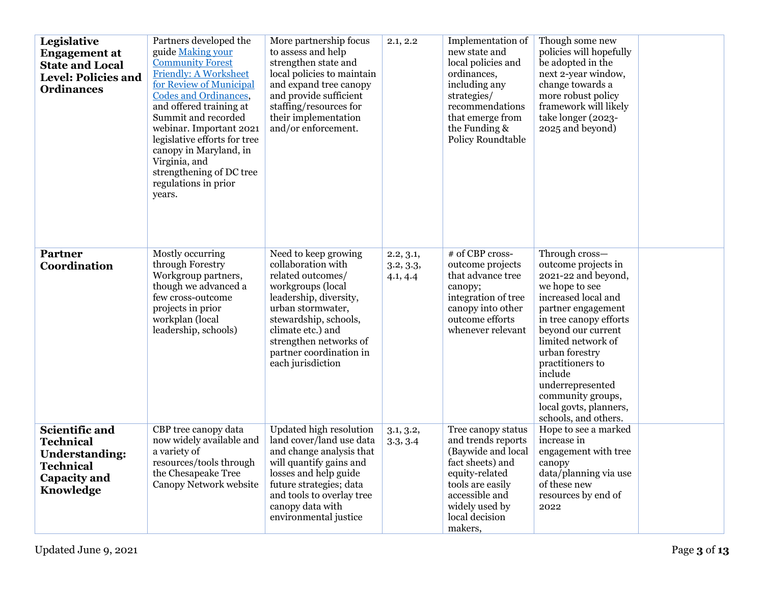| **Legislative Engagement at State and Local Level: Policies and Ordinances** | Partners developed the guide [Making your Community Forest Friendly: A Worksheet for Review of Municipal Codes and Ordinances](), and offered training at Summit and recorded webinar. Important 2021 legislative efforts for tree canopy in Maryland, in Virginia, and strengthening of DC tree regulations in prior years. | More partnership focus to assess and help strengthen state and local policies to maintain and expand tree canopy and provide sufficient staffing/resources for their implementation and/or enforcement. | 2.1, 2.2 | Implementation of new state and local policies and ordinances, including any strategies/ recommendations that emerge from the Funding & Policy Roundtable | Though some new policies will hopefully be adopted in the next 2-year window, change towards a more robust policy framework will likely take longer (2023-2025 and beyond) | |
|---|---|---|---|---|---|---|
| **Partner Coordination** | Mostly occurring through Forestry Workgroup partners, though we advanced a few cross-outcome projects in prior workplan (local leadership, schools) | Need to keep growing collaboration with related outcomes/ workgroups (local leadership, diversity, urban stormwater, stewardship, schools, climate etc.) and strengthen networks of partner coordination in each jurisdiction | 2.2, 3.1, 3.2, 3.3, 4.1, 4.4 | # of CBP cross-outcome projects that advance tree canopy; integration of tree canopy into other outcome efforts whenever relevant | Through cross—outcome projects in 2021-22 and beyond, we hope to see increased local and partner engagement in tree canopy efforts beyond our current limited network of urban forestry practitioners to include underrepresented community groups, local govts, planners, schools, and others. | |
| **Scientific and Technical Understanding: Technical Capacity and Knowledge** | CBP tree canopy data now widely available and a variety of resources/tools through the Chesapeake Tree Canopy Network website | Updated high resolution land cover/land use data and change analysis that will quantify gains and losses and help guide future strategies; data and tools to overlay tree canopy data with environmental justice | 3.1, 3.2, 3.3, 3.4 | Tree canopy status and trends reports (Baywide and local fact sheets) and equity-related tools are easily accessible and widely used by local decision makers, | Hope to see a marked increase in engagement with tree canopy data/planning via use of these new resources by end of 2022 | |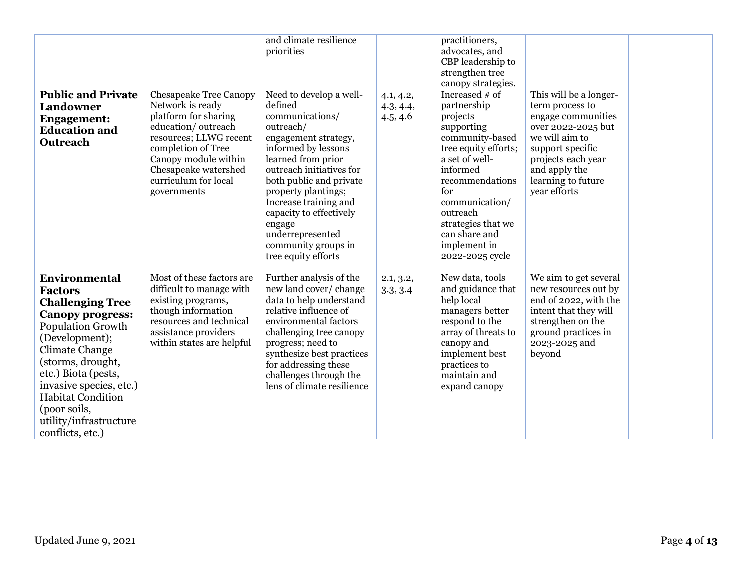| | | | | | | |
|---|---|---|---|---|---|---|
| | | and climate resilience priorities | | practitioners, advocates, and CBP leadership to strengthen tree canopy strategies. | | |
| **Public and Private Landowner Engagement: Education and Outreach** | Chesapeake Tree Canopy Network is ready platform for sharing education/ outreach resources; LLWG recent completion of Tree Canopy module within Chesapeake watershed curriculum for local governments | Need to develop a well-defined communications/ outreach/ engagement strategy, informed by lessons learned from prior outreach initiatives for both public and private property plantings; Increase training and capacity to effectively engage underrepresented community groups in tree equity efforts | 4.1, 4.2, 4.3, 4.4, 4.5, 4.6 | Increased # of partnership projects supporting community-based tree equity efforts; a set of well-informed recommendations for communication/ outreach strategies that we can share and implement in 2022-2025 cycle | This will be a longer-term process to engage communities over 2022-2025 but we will aim to support specific projects each year and apply the learning to future year efforts | |
| **Environmental Factors Challenging Tree Canopy progress:** Population Growth (Development); Climate Change (storms, drought, etc.) Biota (pests, invasive species, etc.) Habitat Condition (poor soils, utility/infrastructure conflicts, etc.) | Most of these factors are difficult to manage with existing programs, though information resources and technical assistance providers within states are helpful | Further analysis of the new land cover/ change data to help understand relative influence of environmental factors challenging tree canopy progress; need to synthesize best practices for addressing these challenges through the lens of climate resilience | 2.1, 3.2, 3.3, 3.4 | New data, tools and guidance that help local managers better respond to the array of threats to canopy and implement best practices to maintain and expand canopy | We aim to get several new resources out by end of 2022, with the intent that they will strengthen on the ground practices in 2023-2025 and beyond | |

Updated June 9, 2021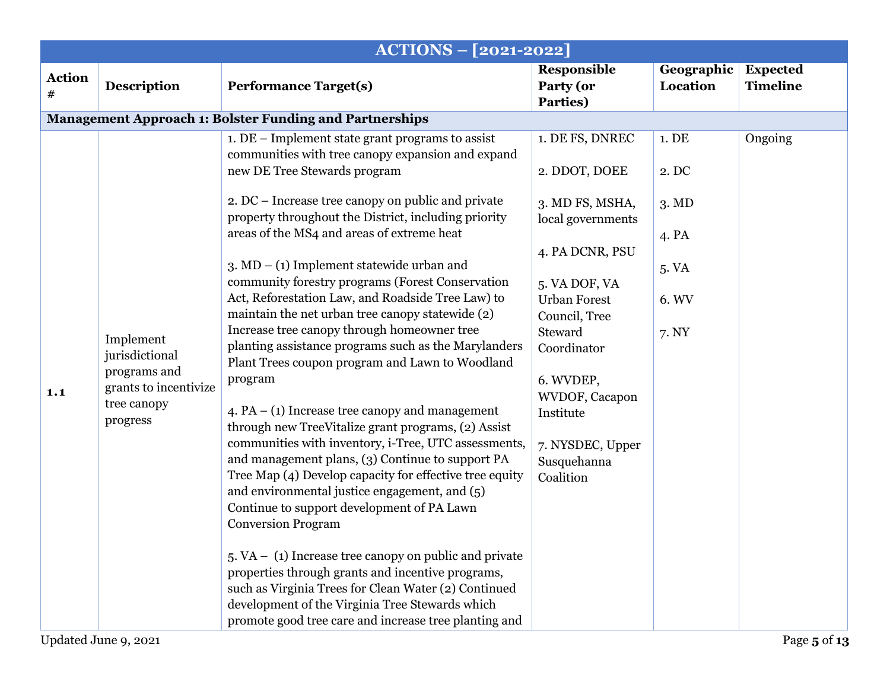| ACTIONS – [2021-2022] | | | | | |
|---|---|---|---|---|---|
| **Action #** | **Description** | **Performance Target(s)** | **Responsible Party (or Parties)** | **Geographic Location** | **Expected Timeline** |
| **Management Approach 1: Bolster Funding and Partnerships** | | | | | |
| **1.1** | Implement jurisdictional programs and grants to incentivize tree canopy progress | 1. DE – Implement state grant programs to assist communities with tree canopy expansion and expand new DE Tree Stewards program<br><br>2. DC – Increase tree canopy on public and private property throughout the District, including priority areas of the MS4 and areas of extreme heat<br><br>3. MD – (1) Implement statewide urban and community forestry programs (Forest Conservation Act, Reforestation Law, and Roadside Tree Law) to maintain the net urban tree canopy statewide (2) Increase tree canopy through homeowner tree planting assistance programs such as the Marylanders Plant Trees coupon program and Lawn to Woodland program<br><br>4. PA – (1) Increase tree canopy and management through new TreeVitalize grant programs, (2) Assist communities with inventory, i-Tree, UTC assessments, and management plans, (3) Continue to support PA Tree Map (4) Develop capacity for effective tree equity and environmental justice engagement, and (5) Continue to support development of PA Lawn Conversion Program<br><br>5. VA – (1) Increase tree canopy on public and private properties through grants and incentive programs, such as Virginia Trees for Clean Water (2) Continued development of the Virginia Tree Stewards which promote good tree care and increase tree planting and | 1. DE FS, DNREC<br><br>2. DDOT, DOEE<br><br>3. MD FS, MSHA, local governments<br><br>4. PA DCNR, PSU<br><br>5. VA DOF, VA Urban Forest Council, Tree Steward Coordinator<br><br>6. WVDEP, WVDOF, Cacapon Institute<br><br>7. NYSDEC, Upper Susquehanna Coalition | 1. DE<br><br>2. DC<br><br>3. MD<br><br>4. PA<br><br>5. VA<br><br>6. WV<br><br>7. NY | Ongoing |

Updated June 9, 2021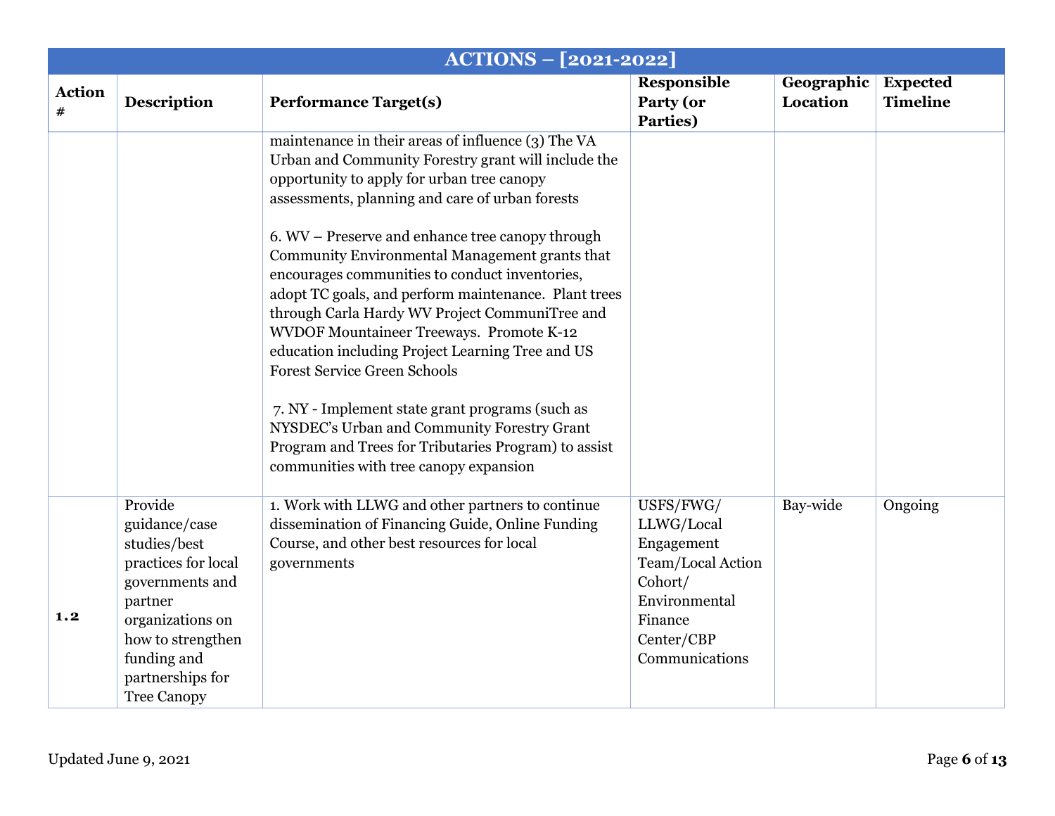| ACTIONS – [2021-2022] | | | | | |
|---|---|---|---|---|---|
| **Action #** | **Description** | **Performance Target(s)** | **Responsible Party (or Parties)** | **Geographic Location** | **Expected Timeline** |
| | | maintenance in their areas of influence (3) The VA Urban and Community Forestry grant will include the opportunity to apply for urban tree canopy assessments, planning and care of urban forests<br><br>6. WV – Preserve and enhance tree canopy through Community Environmental Management grants that encourages communities to conduct inventories, adopt TC goals, and perform maintenance. Plant trees through Carla Hardy WV Project CommuniTree and WVDOF Mountaineer Treeways. Promote K-12 education including Project Learning Tree and US Forest Service Green Schools<br><br>7. NY - Implement state grant programs (such as NYSDEC's Urban and Community Forestry Grant Program and Trees for Tributaries Program) to assist communities with tree canopy expansion | | | |
| **1.2** | Provide guidance/case studies/best practices for local governments and partner organizations on how to strengthen funding and partnerships for Tree Canopy | 1. Work with LLWG and other partners to continue dissemination of Financing Guide, Online Funding Course, and other best resources for local governments | USFS/FWG/ LLWG/Local Engagement Team/Local Action Cohort/ Environmental Finance Center/CBP Communications | Bay-wide | Ongoing |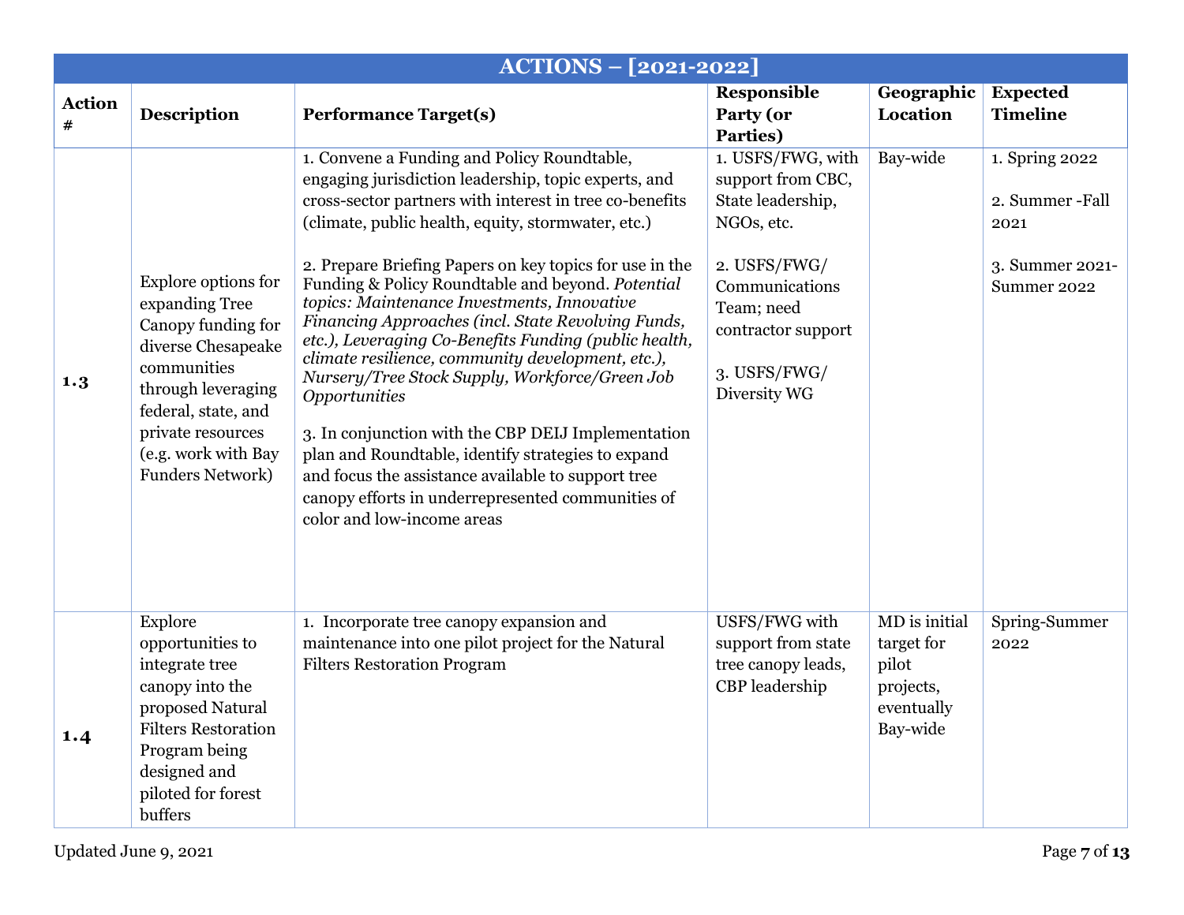| ACTIONS – [2021-2022] | | | | | |
|---|---|---|---|---|---|
| **Action #** | **Description** | **Performance Target(s)** | **Responsible Party (or Parties)** | **Geographic Location** | **Expected Timeline** |
| **1.3** | Explore options for expanding Tree Canopy funding for diverse Chesapeake communities through leveraging federal, state, and private resources (e.g. work with Bay Funders Network) | 1. Convene a Funding and Policy Roundtable, engaging jurisdiction leadership, topic experts, and cross-sector partners with interest in tree co-benefits (climate, public health, equity, stormwater, etc.)<br><br>2. Prepare Briefing Papers on key topics for use in the Funding & Policy Roundtable and beyond. *Potential topics: Maintenance Investments, Innovative Financing Approaches (incl. State Revolving Funds, etc.), Leveraging Co-Benefits Funding (public health, climate resilience, community development, etc.), Nursery/Tree Stock Supply, Workforce/Green Job Opportunities*<br><br>3. In conjunction with the CBP DEIJ Implementation plan and Roundtable, identify strategies to expand and focus the assistance available to support tree canopy efforts in underrepresented communities of color and low-income areas | 1. USFS/FWG, with support from CBC, State leadership, NGOs, etc.<br><br>2. USFS/FWG/ Communications Team; need contractor support<br><br>3. USFS/FWG/ Diversity WG | Bay-wide | 1. Spring 2022<br><br>2. Summer -Fall 2021<br><br>3. Summer 2021-Summer 2022 |
| **1.4** | Explore opportunities to integrate tree canopy into the proposed Natural Filters Restoration Program being designed and piloted for forest buffers | 1. Incorporate tree canopy expansion and maintenance into one pilot project for the Natural Filters Restoration Program | USFS/FWG with support from state tree canopy leads, CBP leadership | MD is initial target for pilot projects, eventually Bay-wide | Spring-Summer 2022 |

Updated June 9, 2021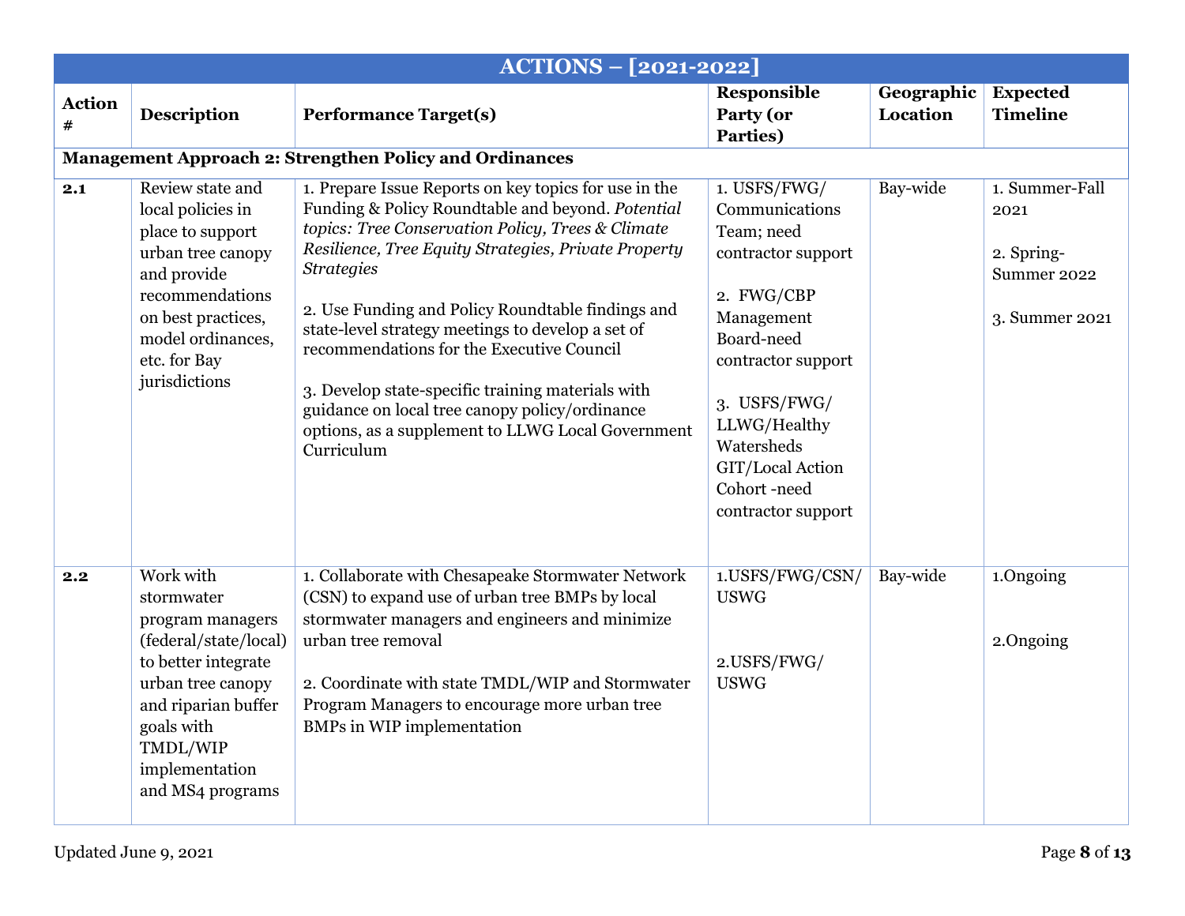| ACTIONS – [2021-2022] | | | | | |
|---|---|---|---|---|---|
| **Action #** | **Description** | **Performance Target(s)** | **Responsible Party (or Parties)** | **Geographic Location** | **Expected Timeline** |
| **Management Approach 2: Strengthen Policy and Ordinances** | | | | | |
| **2.1** | Review state and local policies in place to support urban tree canopy and provide recommendations on best practices, model ordinances, etc. for Bay jurisdictions | 1. Prepare Issue Reports on key topics for use in the Funding & Policy Roundtable and beyond. *Potential topics: Tree Conservation Policy, Trees & Climate Resilience, Tree Equity Strategies, Private Property Strategies*<br><br>2. Use Funding and Policy Roundtable findings and state-level strategy meetings to develop a set of recommendations for the Executive Council<br><br>3. Develop state-specific training materials with guidance on local tree canopy policy/ordinance options, as a supplement to LLWG Local Government Curriculum | 1. USFS/FWG/ Communications Team; need contractor support<br><br>2. FWG/CBP Management Board-need contractor support<br><br>3. USFS/FWG/ LLWG/Healthy Watersheds GIT/Local Action Cohort -need contractor support | Bay-wide | 1. Summer-Fall 2021<br><br>2. Spring-Summer 2022<br><br>3. Summer 2021 |
| **2.2** | Work with stormwater program managers (federal/state/local) to better integrate urban tree canopy and riparian buffer goals with TMDL/WIP implementation and MS4 programs | 1. Collaborate with Chesapeake Stormwater Network (CSN) to expand use of urban tree BMPs by local stormwater managers and engineers and minimize urban tree removal<br><br>2. Coordinate with state TMDL/WIP and Stormwater Program Managers to encourage more urban tree BMPs in WIP implementation | 1.USFS/FWG/CSN/ USWG<br><br>2.USFS/FWG/ USWG | Bay-wide | 1.Ongoing<br><br>2.Ongoing |

Updated June 9, 2021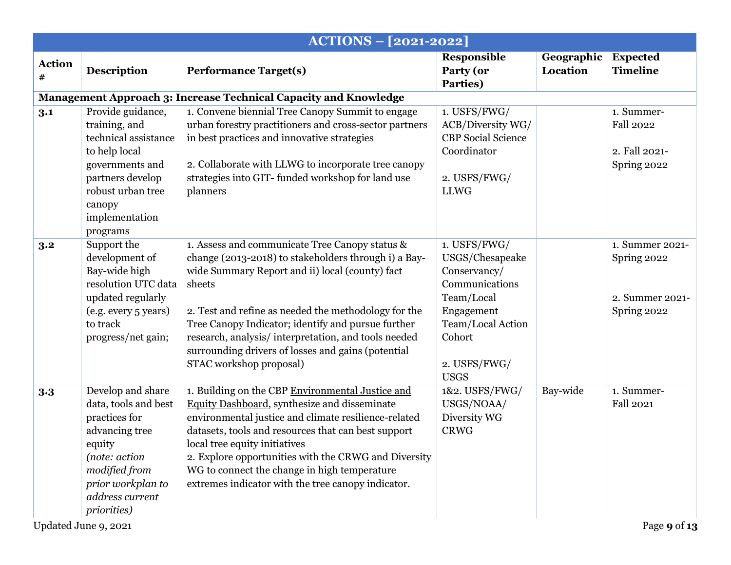| ACTIONS – [2021-2022] | | | | | |
|---|---|---|---|---|---|
| **Action #** | **Description** | **Performance Target(s)** | **Responsible Party (or Parties)** | **Geographic Location** | **Expected Timeline** |
| **Management Approach 3: Increase Technical Capacity and Knowledge** | | | | | |
| **3.1** | Provide guidance, training, and technical assistance to help local governments and partners develop robust urban tree canopy implementation programs | 1. Convene biennial Tree Canopy Summit to engage urban forestry practitioners and cross-sector partners in best practices and innovative strategies<br><br>2. Collaborate with LLWG to incorporate tree canopy strategies into GIT- funded workshop for land use planners | 1. USFS/FWG/ ACB/Diversity WG/ CBP Social Science Coordinator<br><br>2. USFS/FWG/ LLWG | | 1. Summer-Fall 2022<br><br>2. Fall 2021-Spring 2022 |
| **3.2** | Support the development of Bay-wide high resolution UTC data updated regularly (e.g. every 5 years) to track progress/net gain; | 1. Assess and communicate Tree Canopy status & change (2013-2018) to stakeholders through i) a Bay-wide Summary Report and ii) local (county) fact sheets<br><br>2. Test and refine as needed the methodology for the Tree Canopy Indicator; identify and pursue further research, analysis/ interpretation, and tools needed surrounding drivers of losses and gains (potential STAC workshop proposal) | 1. USFS/FWG/ USGS/Chesapeake Conservancy/ Communications Team/Local Engagement Team/Local Action Cohort<br><br>2. USFS/FWG/ USGS | | 1. Summer 2021-Spring 2022<br><br>2. Summer 2021-Spring 2022 |
| **3.3** | Develop and share data, tools and best practices for advancing tree equity *(note: action modified from prior workplan to address current priorities)* | 1. Building on the CBP Environmental Justice and Equity Dashboard, synthesize and disseminate environmental justice and climate resilience-related datasets, tools and resources that can best support local tree equity initiatives<br>2. Explore opportunities with the CRWG and Diversity WG to connect the change in high temperature extremes indicator with the tree canopy indicator. | 1&2. USFS/FWG/ USGS/NOAA/ Diversity WG CRWG | Bay-wide | 1. Summer-Fall 2021 |

Updated June 9, 2021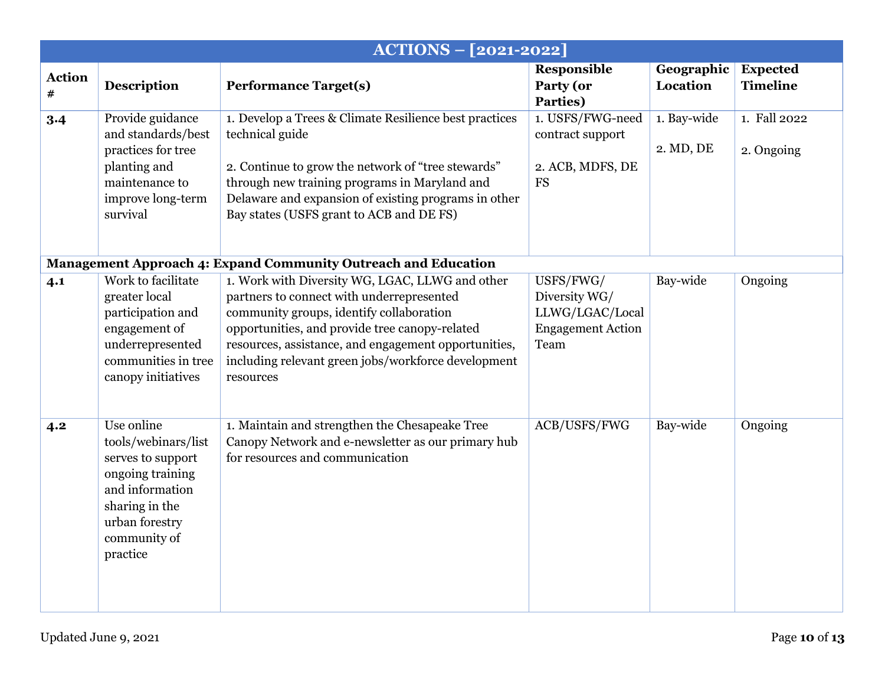| ACTIONS – [2021-2022] | | | | | |
|---|---|---|---|---|---|
| **Action #** | **Description** | **Performance Target(s)** | **Responsible Party (or Parties)** | **Geographic Location** | **Expected Timeline** |
| **3.4** | Provide guidance and standards/best practices for tree planting and maintenance to improve long-term survival | 1. Develop a Trees & Climate Resilience best practices technical guide<br><br>2. Continue to grow the network of "tree stewards" through new training programs in Maryland and Delaware and expansion of existing programs in other Bay states (USFS grant to ACB and DE FS) | 1. USFS/FWG-need contract support<br><br>2. ACB, MDFS, DE FS | 1. Bay-wide<br><br>2. MD, DE | 1. Fall 2022<br><br>2. Ongoing |
| **Management Approach 4: Expand Community Outreach and Education** | | | | | |
| **4.1** | Work to facilitate greater local participation and engagement of underrepresented communities in tree canopy initiatives | 1. Work with Diversity WG, LGAC, LLWG and other partners to connect with underrepresented community groups, identify collaboration opportunities, and provide tree canopy-related resources, assistance, and engagement opportunities, including relevant green jobs/workforce development resources | USFS/FWG/ Diversity WG/ LLWG/LGAC/Local Engagement Action Team | Bay-wide | Ongoing |
| **4.2** | Use online tools/webinars/list serves to support ongoing training and information sharing in the urban forestry community of practice | 1. Maintain and strengthen the Chesapeake Tree Canopy Network and e-newsletter as our primary hub for resources and communication | ACB/USFS/FWG | Bay-wide | Ongoing |

Updated June 9, 2021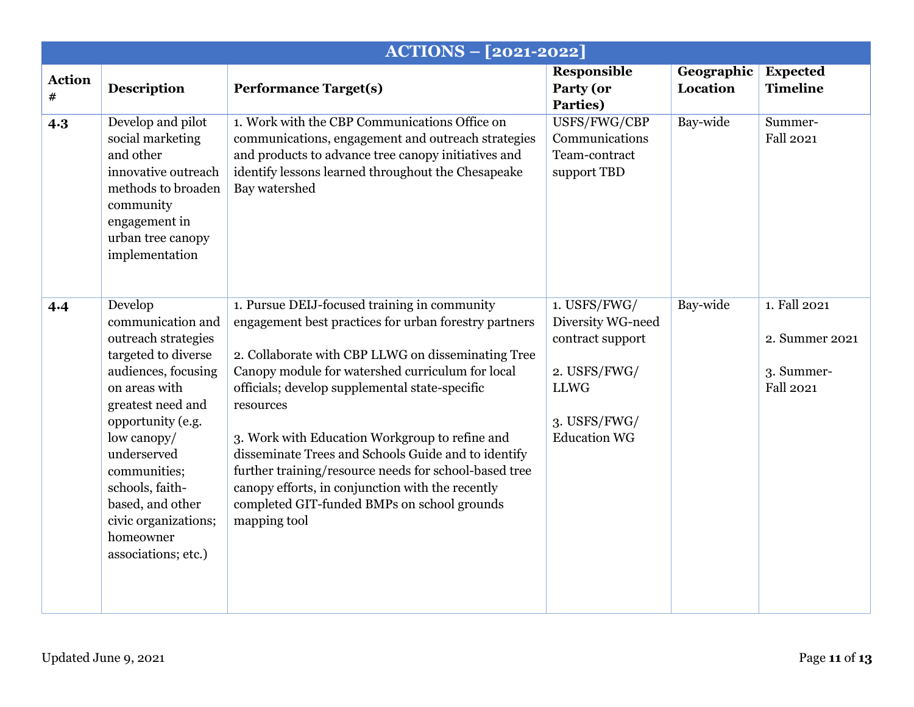| ACTIONS – [2021-2022] | | | | | |
|---|---|---|---|---|---|
| **Action #** | **Description** | **Performance Target(s)** | **Responsible Party (or Parties)** | **Geographic Location** | **Expected Timeline** |
| **4.3** | Develop and pilot social marketing and other innovative outreach methods to broaden community engagement in urban tree canopy implementation | 1. Work with the CBP Communications Office on communications, engagement and outreach strategies and products to advance tree canopy initiatives and identify lessons learned throughout the Chesapeake Bay watershed | USFS/FWG/CBP Communications Team-contract support TBD | Bay-wide | Summer-Fall 2021 |
| **4.4** | Develop communication and outreach strategies targeted to diverse audiences, focusing on areas with greatest need and opportunity (e.g. low canopy/ underserved communities; schools, faith-based, and other civic organizations; homeowner associations; etc.) | 1. Pursue DEIJ-focused training in community engagement best practices for urban forestry partners<br><br>2. Collaborate with CBP LLWG on disseminating Tree Canopy module for watershed curriculum for local officials; develop supplemental state-specific resources<br><br>3. Work with Education Workgroup to refine and disseminate Trees and Schools Guide and to identify further training/resource needs for school-based tree canopy efforts, in conjunction with the recently completed GIT-funded BMPs on school grounds mapping tool | 1. USFS/FWG/ Diversity WG-need contract support<br><br>2. USFS/FWG/ LLWG<br><br>3. USFS/FWG/ Education WG | Bay-wide | 1. Fall 2021<br><br>2. Summer 2021<br><br>3. Summer-Fall 2021 |

Updated June 9, 2021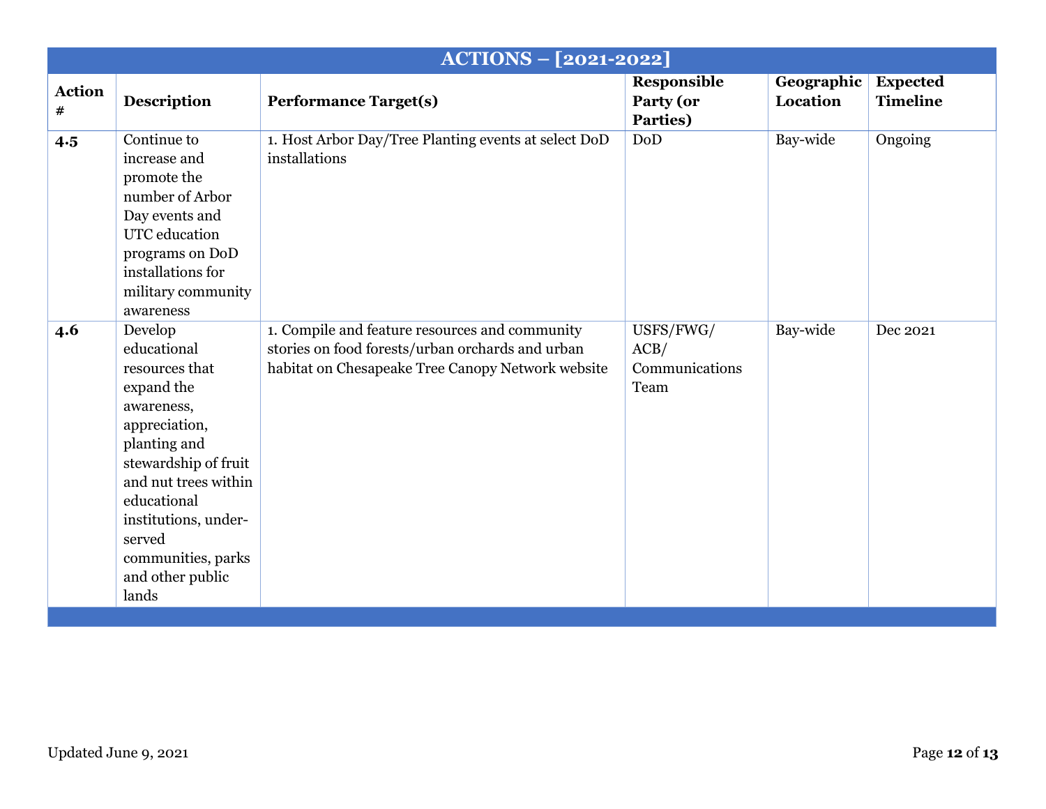| ACTIONS – [2021-2022] | | | | | |
|---|---|---|---|---|---|
| **Action #** | **Description** | **Performance Target(s)** | **Responsible Party (or Parties)** | **Geographic Location** | **Expected Timeline** |
| **4.5** | Continue to increase and promote the number of Arbor Day events and UTC education programs on DoD installations for military community awareness | 1. Host Arbor Day/Tree Planting events at select DoD installations | DoD | Bay-wide | Ongoing |
| **4.6** | Develop educational resources that expand the awareness, appreciation, planting and stewardship of fruit and nut trees within educational institutions, under-served communities, parks and other public lands | 1. Compile and feature resources and community stories on food forests/urban orchards and urban habitat on Chesapeake Tree Canopy Network website | USFS/FWG/ ACB/ Communications Team | Bay-wide | Dec 2021 |

Updated June 9, 2021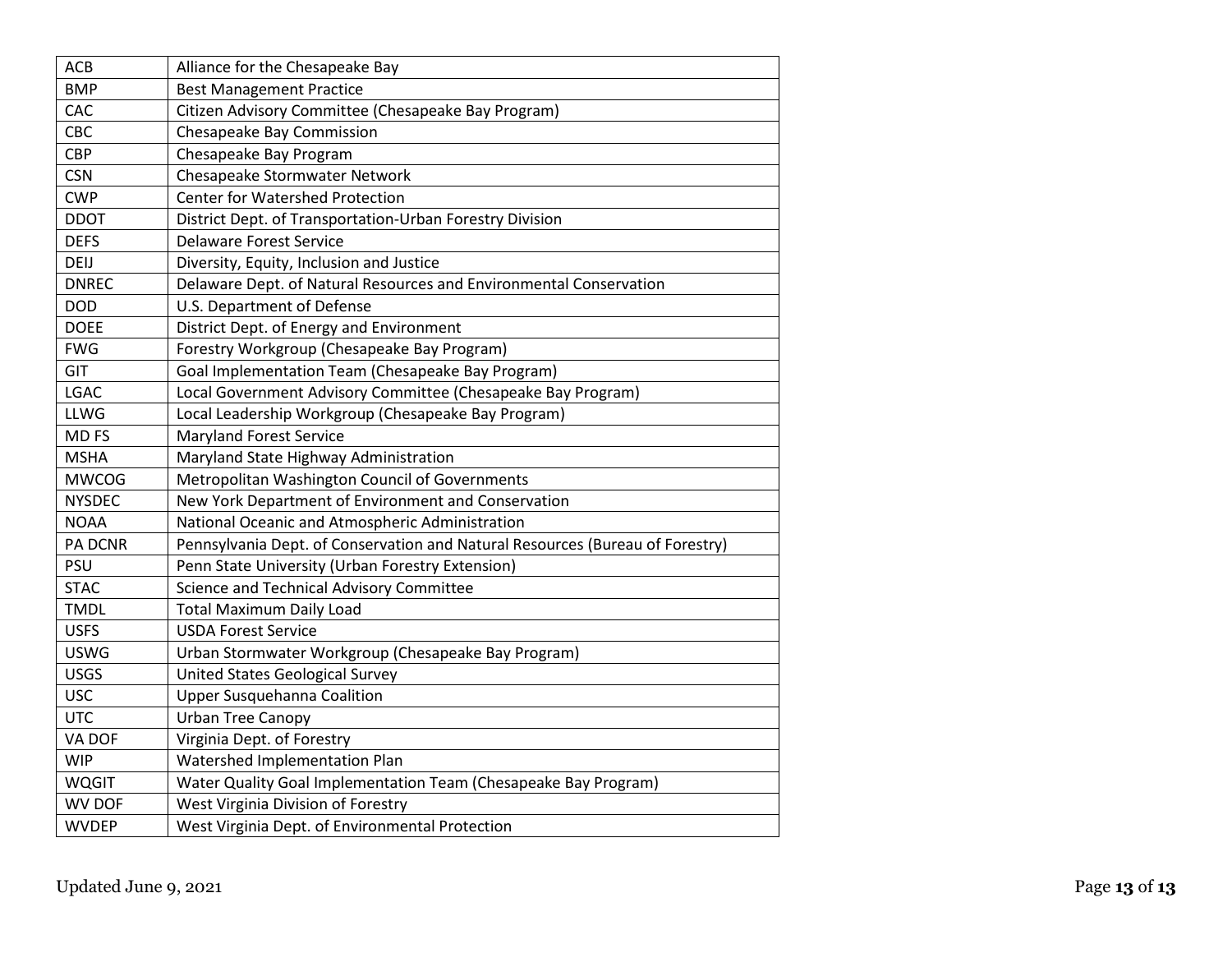| | |
|---|---|
| ACB | Alliance for the Chesapeake Bay |
| BMP | Best Management Practice |
| CAC | Citizen Advisory Committee (Chesapeake Bay Program) |
| CBC | Chesapeake Bay Commission |
| CBP | Chesapeake Bay Program |
| CSN | Chesapeake Stormwater Network |
| CWP | Center for Watershed Protection |
| DDOT | District Dept. of Transportation-Urban Forestry Division |
| DEFS | Delaware Forest Service |
| DEIJ | Diversity, Equity, Inclusion and Justice |
| DNREC | Delaware Dept. of Natural Resources and Environmental Conservation |
| DOD | U.S. Department of Defense |
| DOEE | District Dept. of Energy and Environment |
| FWG | Forestry Workgroup (Chesapeake Bay Program) |
| GIT | Goal Implementation Team (Chesapeake Bay Program) |
| LGAC | Local Government Advisory Committee (Chesapeake Bay Program) |
| LLWG | Local Leadership Workgroup (Chesapeake Bay Program) |
| MD FS | Maryland Forest Service |
| MSHA | Maryland State Highway Administration |
| MWCOG | Metropolitan Washington Council of Governments |
| NYSDEC | New York Department of Environment and Conservation |
| NOAA | National Oceanic and Atmospheric Administration |
| PA DCNR | Pennsylvania Dept. of Conservation and Natural Resources (Bureau of Forestry) |
| PSU | Penn State University (Urban Forestry Extension) |
| STAC | Science and Technical Advisory Committee |
| TMDL | Total Maximum Daily Load |
| USFS | USDA Forest Service |
| USWG | Urban Stormwater Workgroup (Chesapeake Bay Program) |
| USGS | United States Geological Survey |
| USC | Upper Susquehanna Coalition |
| UTC | Urban Tree Canopy |
| VA DOF | Virginia Dept. of Forestry |
| WIP | Watershed Implementation Plan |
| WQGIT | Water Quality Goal Implementation Team (Chesapeake Bay Program) |
| WV DOF | West Virginia Division of Forestry |
| WVDEP | West Virginia Dept. of Environmental Protection |

Updated June 9, 2021